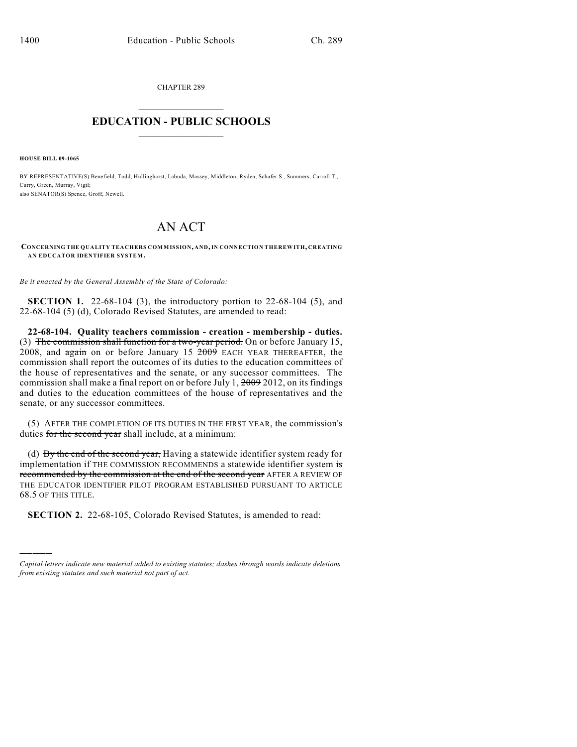CHAPTER 289

# EDUCATION - PUBLIC SCHOOLS

**HOUSE BILL 09-1065**

BY REPRESENTATIVE(S) Benefield, Todd, Hullinghorst, Labuda, Massey, Middleton, Ryden, Schafer S., Summers, Carroll T., Curry, Green, Murray, Vigil;
also SENATOR(S) Spence, Groff, Newell.

# AN ACT

**CONCERNING THE QUALITY TEACHERS COMMISSION, AND, IN CONNECTION THEREWITH, CREATING AN EDUCATOR IDENTIFIER SYSTEM.**

*Be it enacted by the General Assembly of the State of Colorado:*

**SECTION 1.** 22-68-104 (3), the introductory portion to 22-68-104 (5), and 22-68-104 (5) (d), Colorado Revised Statutes, are amended to read:

**22-68-104. Quality teachers commission - creation - membership - duties.** (3) ~~The commission shall function for a two-year period.~~ On or before January 15, 2008, and ~~again~~ on or before January 15 ~~2009~~ EACH YEAR THEREAFTER, the commission shall report the outcomes of its duties to the education committees of the house of representatives and the senate, or any successor committees. The commission shall make a final report on or before July 1, ~~2009~~ 2012, on its findings and duties to the education committees of the house of representatives and the senate, or any successor committees.

(5) AFTER THE COMPLETION OF ITS DUTIES IN THE FIRST YEAR, the commission's duties ~~for the second year~~ shall include, at a minimum:

(d) ~~By the end of the second year,~~ Having a statewide identifier system ready for implementation if THE COMMISSION RECOMMENDS a statewide identifier system ~~is recommended by the commission at the end of the second year~~ AFTER A REVIEW OF THE EDUCATOR IDENTIFIER PILOT PROGRAM ESTABLISHED PURSUANT TO ARTICLE 68.5 OF THIS TITLE.

**SECTION 2.** 22-68-105, Colorado Revised Statutes, is amended to read:

---

*Capital letters indicate new material added to existing statutes; dashes through words indicate deletions from existing statutes and such material not part of act.*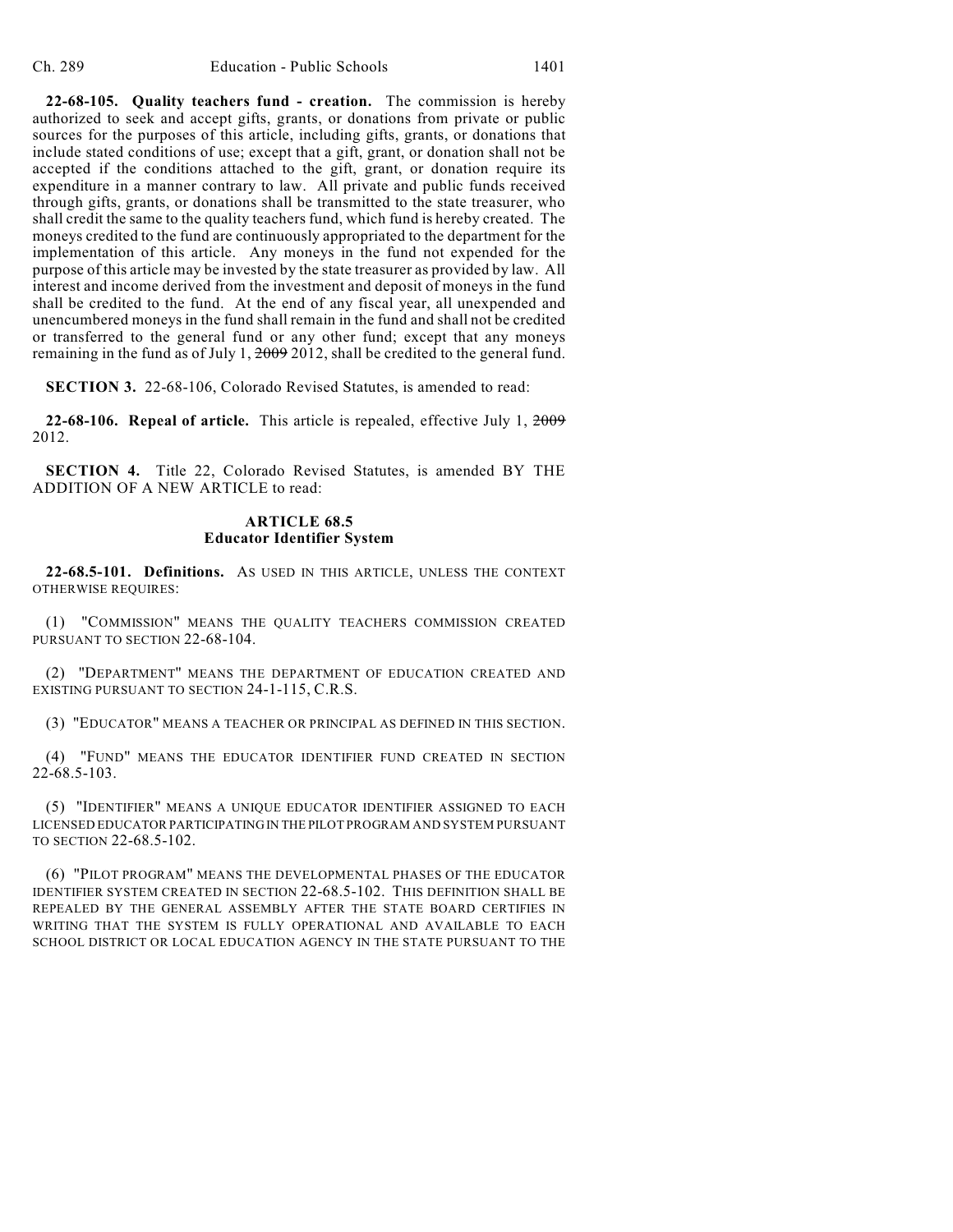**22-68-105. Quality teachers fund - creation.** The commission is hereby authorized to seek and accept gifts, grants, or donations from private or public sources for the purposes of this article, including gifts, grants, or donations that include stated conditions of use; except that a gift, grant, or donation shall not be accepted if the conditions attached to the gift, grant, or donation require its expenditure in a manner contrary to law. All private and public funds received through gifts, grants, or donations shall be transmitted to the state treasurer, who shall credit the same to the quality teachers fund, which fund is hereby created. The moneys credited to the fund are continuously appropriated to the department for the implementation of this article. Any moneys in the fund not expended for the purpose of this article may be invested by the state treasurer as provided by law. All interest and income derived from the investment and deposit of moneys in the fund shall be credited to the fund. At the end of any fiscal year, all unexpended and unencumbered moneys in the fund shall remain in the fund and shall not be credited or transferred to the general fund or any other fund; except that any moneys remaining in the fund as of July 1, ~~2009~~ 2012, shall be credited to the general fund.

**SECTION 3.** 22-68-106, Colorado Revised Statutes, is amended to read:

**22-68-106. Repeal of article.** This article is repealed, effective July 1, ~~2009~~ 2012.

**SECTION 4.** Title 22, Colorado Revised Statutes, is amended BY THE ADDITION OF A NEW ARTICLE to read:

### ARTICLE 68.5
### Educator Identifier System

**22-68.5-101. Definitions.** AS USED IN THIS ARTICLE, UNLESS THE CONTEXT OTHERWISE REQUIRES:

(1) "COMMISSION" MEANS THE QUALITY TEACHERS COMMISSION CREATED PURSUANT TO SECTION 22-68-104.

(2) "DEPARTMENT" MEANS THE DEPARTMENT OF EDUCATION CREATED AND EXISTING PURSUANT TO SECTION 24-1-115, C.R.S.

(3) "EDUCATOR" MEANS A TEACHER OR PRINCIPAL AS DEFINED IN THIS SECTION.

(4) "FUND" MEANS THE EDUCATOR IDENTIFIER FUND CREATED IN SECTION 22-68.5-103.

(5) "IDENTIFIER" MEANS A UNIQUE EDUCATOR IDENTIFIER ASSIGNED TO EACH LICENSED EDUCATOR PARTICIPATING IN THE PILOT PROGRAM AND SYSTEM PURSUANT TO SECTION 22-68.5-102.

(6) "PILOT PROGRAM" MEANS THE DEVELOPMENTAL PHASES OF THE EDUCATOR IDENTIFIER SYSTEM CREATED IN SECTION 22-68.5-102. THIS DEFINITION SHALL BE REPEALED BY THE GENERAL ASSEMBLY AFTER THE STATE BOARD CERTIFIES IN WRITING THAT THE SYSTEM IS FULLY OPERATIONAL AND AVAILABLE TO EACH SCHOOL DISTRICT OR LOCAL EDUCATION AGENCY IN THE STATE PURSUANT TO THE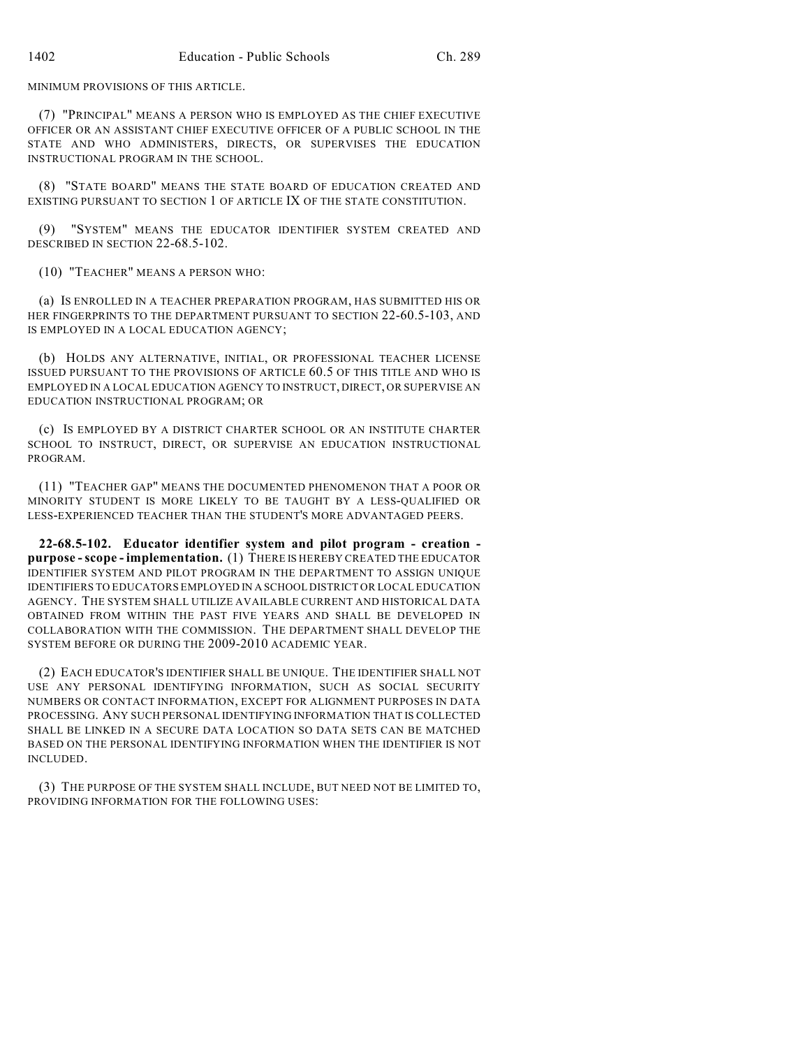MINIMUM PROVISIONS OF THIS ARTICLE.

(7) "PRINCIPAL" MEANS A PERSON WHO IS EMPLOYED AS THE CHIEF EXECUTIVE OFFICER OR AN ASSISTANT CHIEF EXECUTIVE OFFICER OF A PUBLIC SCHOOL IN THE STATE AND WHO ADMINISTERS, DIRECTS, OR SUPERVISES THE EDUCATION INSTRUCTIONAL PROGRAM IN THE SCHOOL.

(8) "STATE BOARD" MEANS THE STATE BOARD OF EDUCATION CREATED AND EXISTING PURSUANT TO SECTION 1 OF ARTICLE IX OF THE STATE CONSTITUTION.

(9) "SYSTEM" MEANS THE EDUCATOR IDENTIFIER SYSTEM CREATED AND DESCRIBED IN SECTION 22-68.5-102.

(10) "TEACHER" MEANS A PERSON WHO:

(a) IS ENROLLED IN A TEACHER PREPARATION PROGRAM, HAS SUBMITTED HIS OR HER FINGERPRINTS TO THE DEPARTMENT PURSUANT TO SECTION 22-60.5-103, AND IS EMPLOYED IN A LOCAL EDUCATION AGENCY;

(b) HOLDS ANY ALTERNATIVE, INITIAL, OR PROFESSIONAL TEACHER LICENSE ISSUED PURSUANT TO THE PROVISIONS OF ARTICLE 60.5 OF THIS TITLE AND WHO IS EMPLOYED IN A LOCAL EDUCATION AGENCY TO INSTRUCT, DIRECT, OR SUPERVISE AN EDUCATION INSTRUCTIONAL PROGRAM; OR

(c) IS EMPLOYED BY A DISTRICT CHARTER SCHOOL OR AN INSTITUTE CHARTER SCHOOL TO INSTRUCT, DIRECT, OR SUPERVISE AN EDUCATION INSTRUCTIONAL PROGRAM.

(11) "TEACHER GAP" MEANS THE DOCUMENTED PHENOMENON THAT A POOR OR MINORITY STUDENT IS MORE LIKELY TO BE TAUGHT BY A LESS-QUALIFIED OR LESS-EXPERIENCED TEACHER THAN THE STUDENT'S MORE ADVANTAGED PEERS.

**22-68.5-102. Educator identifier system and pilot program - creation - purpose - scope - implementation.** (1) THERE IS HEREBY CREATED THE EDUCATOR IDENTIFIER SYSTEM AND PILOT PROGRAM IN THE DEPARTMENT TO ASSIGN UNIQUE IDENTIFIERS TO EDUCATORS EMPLOYED IN A SCHOOL DISTRICT OR LOCAL EDUCATION AGENCY. THE SYSTEM SHALL UTILIZE AVAILABLE CURRENT AND HISTORICAL DATA OBTAINED FROM WITHIN THE PAST FIVE YEARS AND SHALL BE DEVELOPED IN COLLABORATION WITH THE COMMISSION. THE DEPARTMENT SHALL DEVELOP THE SYSTEM BEFORE OR DURING THE 2009-2010 ACADEMIC YEAR.

(2) EACH EDUCATOR'S IDENTIFIER SHALL BE UNIQUE. THE IDENTIFIER SHALL NOT USE ANY PERSONAL IDENTIFYING INFORMATION, SUCH AS SOCIAL SECURITY NUMBERS OR CONTACT INFORMATION, EXCEPT FOR ALIGNMENT PURPOSES IN DATA PROCESSING. ANY SUCH PERSONAL IDENTIFYING INFORMATION THAT IS COLLECTED SHALL BE LINKED IN A SECURE DATA LOCATION SO DATA SETS CAN BE MATCHED BASED ON THE PERSONAL IDENTIFYING INFORMATION WHEN THE IDENTIFIER IS NOT INCLUDED.

(3) THE PURPOSE OF THE SYSTEM SHALL INCLUDE, BUT NEED NOT BE LIMITED TO, PROVIDING INFORMATION FOR THE FOLLOWING USES: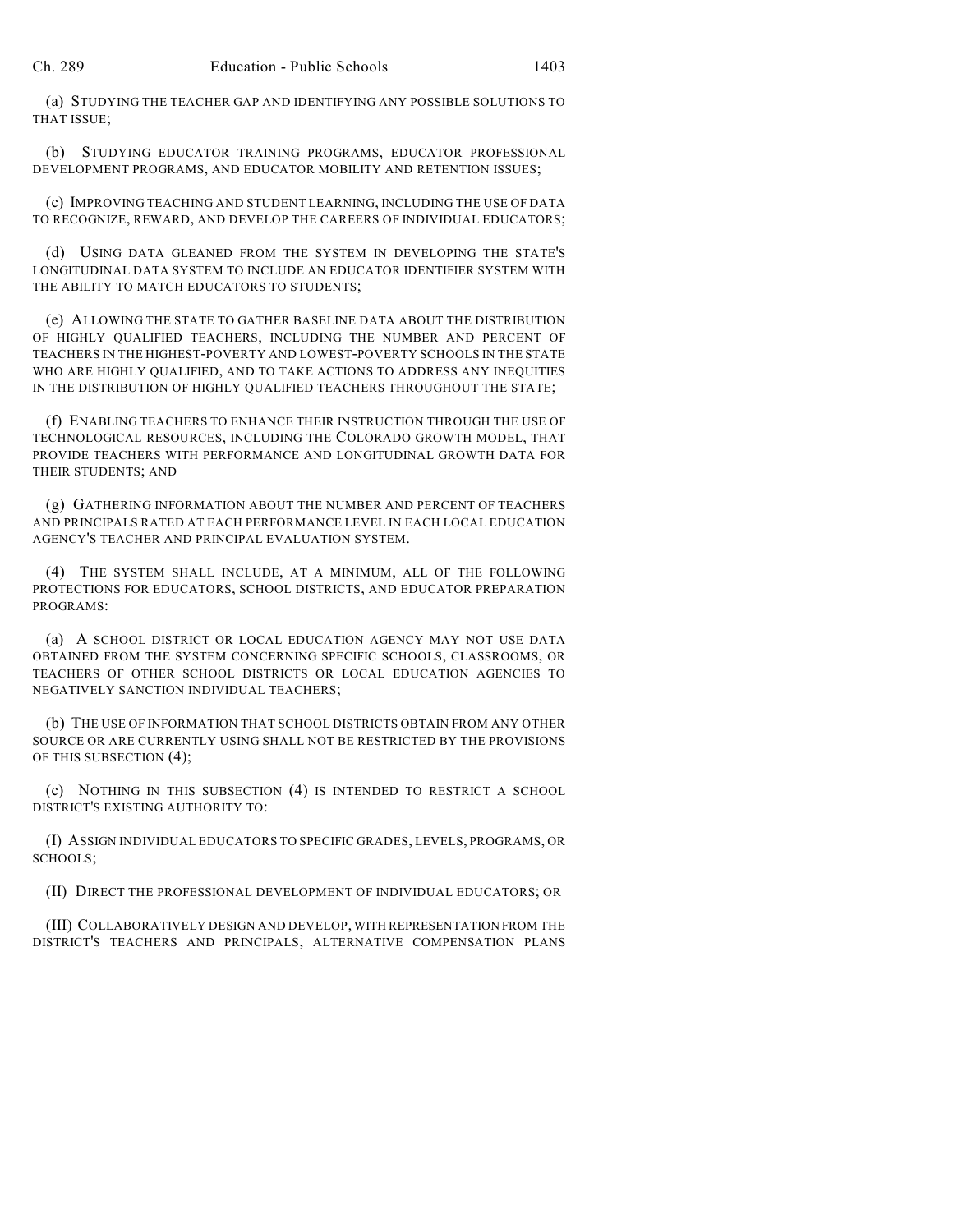(a) STUDYING THE TEACHER GAP AND IDENTIFYING ANY POSSIBLE SOLUTIONS TO THAT ISSUE;

(b) STUDYING EDUCATOR TRAINING PROGRAMS, EDUCATOR PROFESSIONAL DEVELOPMENT PROGRAMS, AND EDUCATOR MOBILITY AND RETENTION ISSUES;

(c) IMPROVING TEACHING AND STUDENT LEARNING, INCLUDING THE USE OF DATA TO RECOGNIZE, REWARD, AND DEVELOP THE CAREERS OF INDIVIDUAL EDUCATORS;

(d) USING DATA GLEANED FROM THE SYSTEM IN DEVELOPING THE STATE'S LONGITUDINAL DATA SYSTEM TO INCLUDE AN EDUCATOR IDENTIFIER SYSTEM WITH THE ABILITY TO MATCH EDUCATORS TO STUDENTS;

(e) ALLOWING THE STATE TO GATHER BASELINE DATA ABOUT THE DISTRIBUTION OF HIGHLY QUALIFIED TEACHERS, INCLUDING THE NUMBER AND PERCENT OF TEACHERS IN THE HIGHEST-POVERTY AND LOWEST-POVERTY SCHOOLS IN THE STATE WHO ARE HIGHLY QUALIFIED, AND TO TAKE ACTIONS TO ADDRESS ANY INEQUITIES IN THE DISTRIBUTION OF HIGHLY QUALIFIED TEACHERS THROUGHOUT THE STATE;

(f) ENABLING TEACHERS TO ENHANCE THEIR INSTRUCTION THROUGH THE USE OF TECHNOLOGICAL RESOURCES, INCLUDING THE COLORADO GROWTH MODEL, THAT PROVIDE TEACHERS WITH PERFORMANCE AND LONGITUDINAL GROWTH DATA FOR THEIR STUDENTS; AND

(g) GATHERING INFORMATION ABOUT THE NUMBER AND PERCENT OF TEACHERS AND PRINCIPALS RATED AT EACH PERFORMANCE LEVEL IN EACH LOCAL EDUCATION AGENCY'S TEACHER AND PRINCIPAL EVALUATION SYSTEM.

(4) THE SYSTEM SHALL INCLUDE, AT A MINIMUM, ALL OF THE FOLLOWING PROTECTIONS FOR EDUCATORS, SCHOOL DISTRICTS, AND EDUCATOR PREPARATION PROGRAMS:

(a) A SCHOOL DISTRICT OR LOCAL EDUCATION AGENCY MAY NOT USE DATA OBTAINED FROM THE SYSTEM CONCERNING SPECIFIC SCHOOLS, CLASSROOMS, OR TEACHERS OF OTHER SCHOOL DISTRICTS OR LOCAL EDUCATION AGENCIES TO NEGATIVELY SANCTION INDIVIDUAL TEACHERS;

(b) THE USE OF INFORMATION THAT SCHOOL DISTRICTS OBTAIN FROM ANY OTHER SOURCE OR ARE CURRENTLY USING SHALL NOT BE RESTRICTED BY THE PROVISIONS OF THIS SUBSECTION (4);

(c) NOTHING IN THIS SUBSECTION (4) IS INTENDED TO RESTRICT A SCHOOL DISTRICT'S EXISTING AUTHORITY TO:

(I) ASSIGN INDIVIDUAL EDUCATORS TO SPECIFIC GRADES, LEVELS, PROGRAMS, OR SCHOOLS;

(II) DIRECT THE PROFESSIONAL DEVELOPMENT OF INDIVIDUAL EDUCATORS; OR

(III) COLLABORATIVELY DESIGN AND DEVELOP, WITH REPRESENTATION FROM THE DISTRICT'S TEACHERS AND PRINCIPALS, ALTERNATIVE COMPENSATION PLANS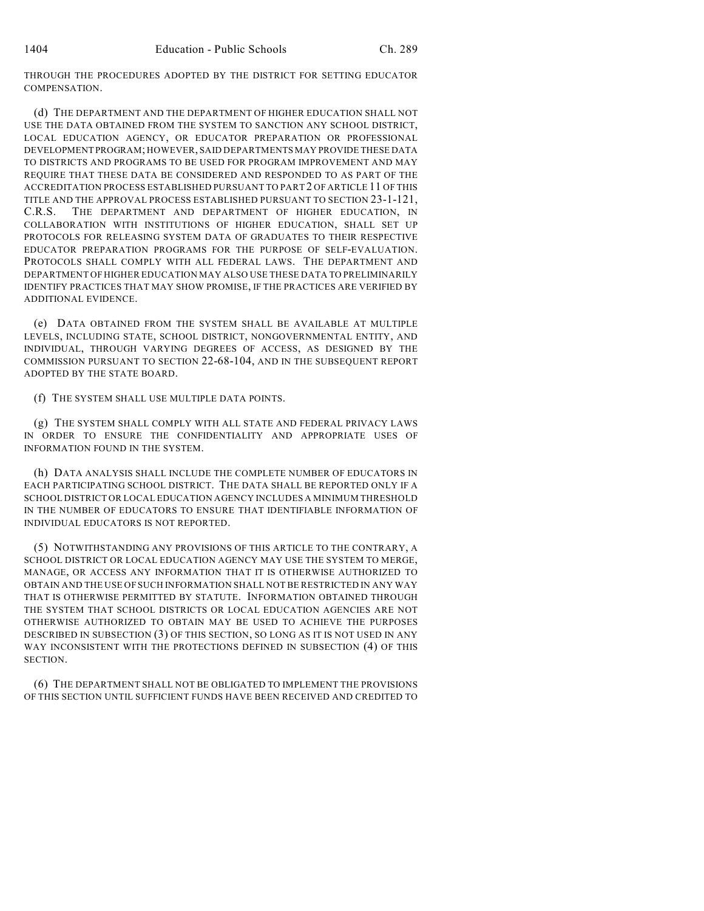THROUGH THE PROCEDURES ADOPTED BY THE DISTRICT FOR SETTING EDUCATOR COMPENSATION.

(d) THE DEPARTMENT AND THE DEPARTMENT OF HIGHER EDUCATION SHALL NOT USE THE DATA OBTAINED FROM THE SYSTEM TO SANCTION ANY SCHOOL DISTRICT, LOCAL EDUCATION AGENCY, OR EDUCATOR PREPARATION OR PROFESSIONAL DEVELOPMENT PROGRAM; HOWEVER, SAID DEPARTMENTS MAY PROVIDE THESE DATA TO DISTRICTS AND PROGRAMS TO BE USED FOR PROGRAM IMPROVEMENT AND MAY REQUIRE THAT THESE DATA BE CONSIDERED AND RESPONDED TO AS PART OF THE ACCREDITATION PROCESS ESTABLISHED PURSUANT TO PART 2 OF ARTICLE 11 OF THIS TITLE AND THE APPROVAL PROCESS ESTABLISHED PURSUANT TO SECTION 23-1-121, C.R.S. THE DEPARTMENT AND DEPARTMENT OF HIGHER EDUCATION, IN COLLABORATION WITH INSTITUTIONS OF HIGHER EDUCATION, SHALL SET UP PROTOCOLS FOR RELEASING SYSTEM DATA OF GRADUATES TO THEIR RESPECTIVE EDUCATOR PREPARATION PROGRAMS FOR THE PURPOSE OF SELF-EVALUATION. PROTOCOLS SHALL COMPLY WITH ALL FEDERAL LAWS. THE DEPARTMENT AND DEPARTMENT OF HIGHER EDUCATION MAY ALSO USE THESE DATA TO PRELIMINARILY IDENTIFY PRACTICES THAT MAY SHOW PROMISE, IF THE PRACTICES ARE VERIFIED BY ADDITIONAL EVIDENCE.

(e) DATA OBTAINED FROM THE SYSTEM SHALL BE AVAILABLE AT MULTIPLE LEVELS, INCLUDING STATE, SCHOOL DISTRICT, NONGOVERNMENTAL ENTITY, AND INDIVIDUAL, THROUGH VARYING DEGREES OF ACCESS, AS DESIGNED BY THE COMMISSION PURSUANT TO SECTION 22-68-104, AND IN THE SUBSEQUENT REPORT ADOPTED BY THE STATE BOARD.

(f) THE SYSTEM SHALL USE MULTIPLE DATA POINTS.

(g) THE SYSTEM SHALL COMPLY WITH ALL STATE AND FEDERAL PRIVACY LAWS IN ORDER TO ENSURE THE CONFIDENTIALITY AND APPROPRIATE USES OF INFORMATION FOUND IN THE SYSTEM.

(h) DATA ANALYSIS SHALL INCLUDE THE COMPLETE NUMBER OF EDUCATORS IN EACH PARTICIPATING SCHOOL DISTRICT. THE DATA SHALL BE REPORTED ONLY IF A SCHOOL DISTRICT OR LOCAL EDUCATION AGENCY INCLUDES A MINIMUM THRESHOLD IN THE NUMBER OF EDUCATORS TO ENSURE THAT IDENTIFIABLE INFORMATION OF INDIVIDUAL EDUCATORS IS NOT REPORTED.

(5) NOTWITHSTANDING ANY PROVISIONS OF THIS ARTICLE TO THE CONTRARY, A SCHOOL DISTRICT OR LOCAL EDUCATION AGENCY MAY USE THE SYSTEM TO MERGE, MANAGE, OR ACCESS ANY INFORMATION THAT IT IS OTHERWISE AUTHORIZED TO OBTAIN AND THE USE OF SUCH INFORMATION SHALL NOT BE RESTRICTED IN ANY WAY THAT IS OTHERWISE PERMITTED BY STATUTE. INFORMATION OBTAINED THROUGH THE SYSTEM THAT SCHOOL DISTRICTS OR LOCAL EDUCATION AGENCIES ARE NOT OTHERWISE AUTHORIZED TO OBTAIN MAY BE USED TO ACHIEVE THE PURPOSES DESCRIBED IN SUBSECTION (3) OF THIS SECTION, SO LONG AS IT IS NOT USED IN ANY WAY INCONSISTENT WITH THE PROTECTIONS DEFINED IN SUBSECTION (4) OF THIS SECTION.

(6) THE DEPARTMENT SHALL NOT BE OBLIGATED TO IMPLEMENT THE PROVISIONS OF THIS SECTION UNTIL SUFFICIENT FUNDS HAVE BEEN RECEIVED AND CREDITED TO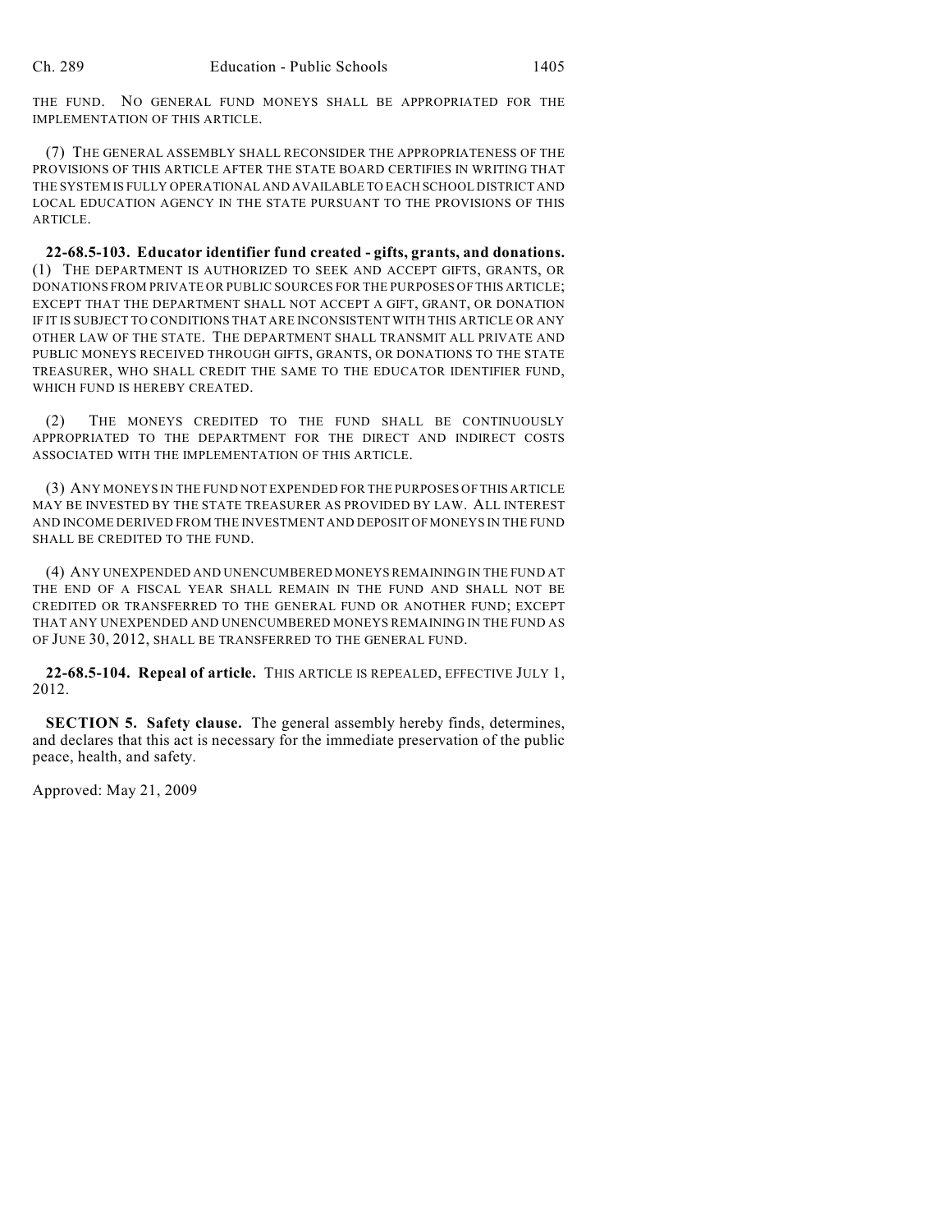THE FUND. NO GENERAL FUND MONEYS SHALL BE APPROPRIATED FOR THE IMPLEMENTATION OF THIS ARTICLE.

(7) THE GENERAL ASSEMBLY SHALL RECONSIDER THE APPROPRIATENESS OF THE PROVISIONS OF THIS ARTICLE AFTER THE STATE BOARD CERTIFIES IN WRITING THAT THE SYSTEM IS FULLY OPERATIONAL AND AVAILABLE TO EACH SCHOOL DISTRICT AND LOCAL EDUCATION AGENCY IN THE STATE PURSUANT TO THE PROVISIONS OF THIS ARTICLE.

**22-68.5-103. Educator identifier fund created - gifts, grants, and donations.** (1) THE DEPARTMENT IS AUTHORIZED TO SEEK AND ACCEPT GIFTS, GRANTS, OR DONATIONS FROM PRIVATE OR PUBLIC SOURCES FOR THE PURPOSES OF THIS ARTICLE; EXCEPT THAT THE DEPARTMENT SHALL NOT ACCEPT A GIFT, GRANT, OR DONATION IF IT IS SUBJECT TO CONDITIONS THAT ARE INCONSISTENT WITH THIS ARTICLE OR ANY OTHER LAW OF THE STATE. THE DEPARTMENT SHALL TRANSMIT ALL PRIVATE AND PUBLIC MONEYS RECEIVED THROUGH GIFTS, GRANTS, OR DONATIONS TO THE STATE TREASURER, WHO SHALL CREDIT THE SAME TO THE EDUCATOR IDENTIFIER FUND, WHICH FUND IS HEREBY CREATED.

(2) THE MONEYS CREDITED TO THE FUND SHALL BE CONTINUOUSLY APPROPRIATED TO THE DEPARTMENT FOR THE DIRECT AND INDIRECT COSTS ASSOCIATED WITH THE IMPLEMENTATION OF THIS ARTICLE.

(3) ANY MONEYS IN THE FUND NOT EXPENDED FOR THE PURPOSES OF THIS ARTICLE MAY BE INVESTED BY THE STATE TREASURER AS PROVIDED BY LAW. ALL INTEREST AND INCOME DERIVED FROM THE INVESTMENT AND DEPOSIT OF MONEYS IN THE FUND SHALL BE CREDITED TO THE FUND.

(4) ANY UNEXPENDED AND UNENCUMBERED MONEYS REMAINING IN THE FUND AT THE END OF A FISCAL YEAR SHALL REMAIN IN THE FUND AND SHALL NOT BE CREDITED OR TRANSFERRED TO THE GENERAL FUND OR ANOTHER FUND; EXCEPT THAT ANY UNEXPENDED AND UNENCUMBERED MONEYS REMAINING IN THE FUND AS OF JUNE 30, 2012, SHALL BE TRANSFERRED TO THE GENERAL FUND.

**22-68.5-104. Repeal of article.** THIS ARTICLE IS REPEALED, EFFECTIVE JULY 1, 2012.

**SECTION 5. Safety clause.** The general assembly hereby finds, determines, and declares that this act is necessary for the immediate preservation of the public peace, health, and safety.

Approved: May 21, 2009